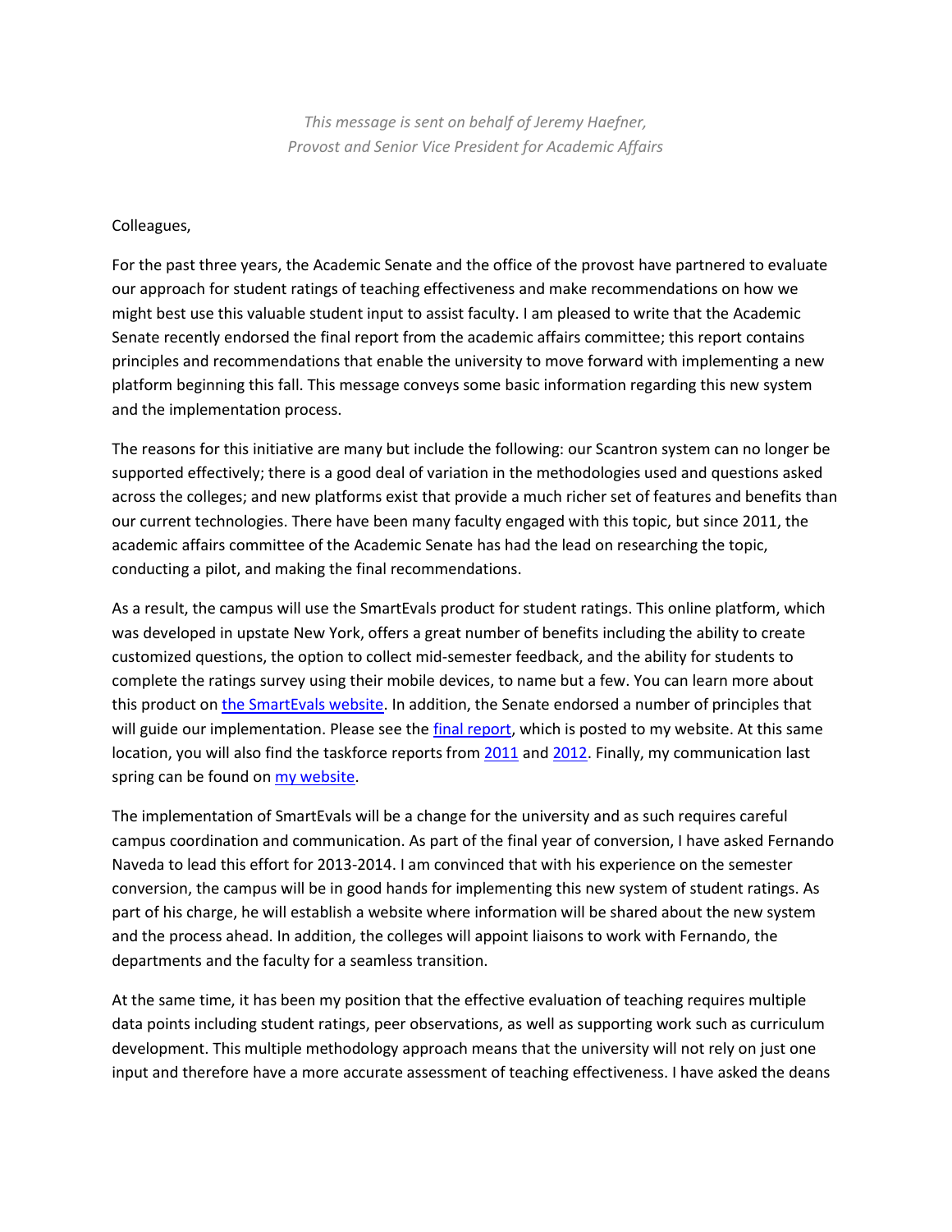*This message is sent on behalf of Jeremy Haefner,*
*Provost and Senior Vice President for Academic Affairs*

Colleagues,

For the past three years, the Academic Senate and the office of the provost have partnered to evaluate our approach for student ratings of teaching effectiveness and make recommendations on how we might best use this valuable student input to assist faculty. I am pleased to write that the Academic Senate recently endorsed the final report from the academic affairs committee; this report contains principles and recommendations that enable the university to move forward with implementing a new platform beginning this fall. This message conveys some basic information regarding this new system and the implementation process.

The reasons for this initiative are many but include the following: our Scantron system can no longer be supported effectively; there is a good deal of variation in the methodologies used and questions asked across the colleges; and new platforms exist that provide a much richer set of features and benefits than our current technologies. There have been many faculty engaged with this topic, but since 2011, the academic affairs committee of the Academic Senate has had the lead on researching the topic, conducting a pilot, and making the final recommendations.

As a result, the campus will use the SmartEvals product for student ratings. This online platform, which was developed in upstate New York, offers a great number of benefits including the ability to create customized questions, the option to collect mid-semester feedback, and the ability for students to complete the ratings survey using their mobile devices, to name but a few. You can learn more about this product on the SmartEvals website. In addition, the Senate endorsed a number of principles that will guide our implementation. Please see the final report, which is posted to my website. At this same location, you will also find the taskforce reports from 2011 and 2012. Finally, my communication last spring can be found on my website.

The implementation of SmartEvals will be a change for the university and as such requires careful campus coordination and communication. As part of the final year of conversion, I have asked Fernando Naveda to lead this effort for 2013-2014. I am convinced that with his experience on the semester conversion, the campus will be in good hands for implementing this new system of student ratings. As part of his charge, he will establish a website where information will be shared about the new system and the process ahead. In addition, the colleges will appoint liaisons to work with Fernando, the departments and the faculty for a seamless transition.

At the same time, it has been my position that the effective evaluation of teaching requires multiple data points including student ratings, peer observations, as well as supporting work such as curriculum development. This multiple methodology approach means that the university will not rely on just one input and therefore have a more accurate assessment of teaching effectiveness. I have asked the deans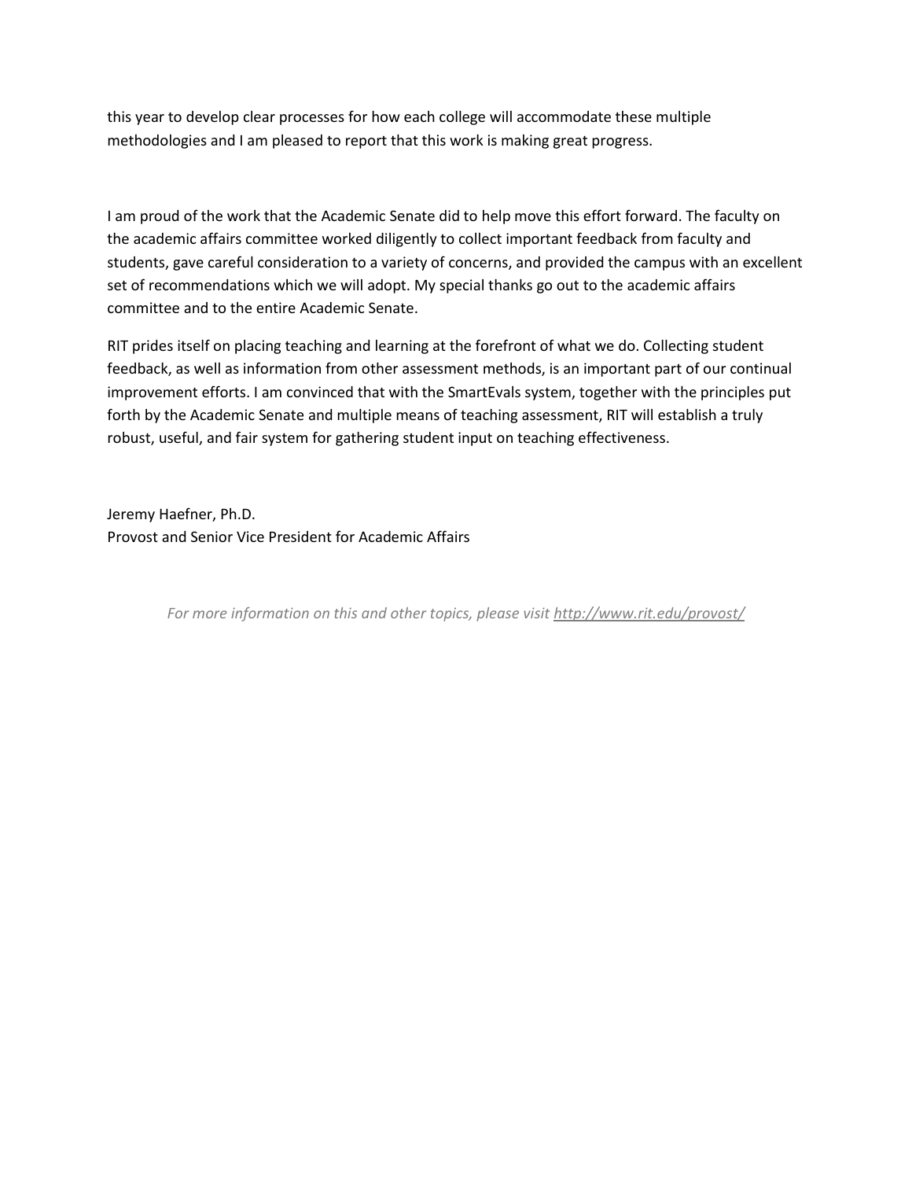this year to develop clear processes for how each college will accommodate these multiple methodologies and I am pleased to report that this work is making great progress.

I am proud of the work that the Academic Senate did to help move this effort forward. The faculty on the academic affairs committee worked diligently to collect important feedback from faculty and students, gave careful consideration to a variety of concerns, and provided the campus with an excellent set of recommendations which we will adopt. My special thanks go out to the academic affairs committee and to the entire Academic Senate.

RIT prides itself on placing teaching and learning at the forefront of what we do. Collecting student feedback, as well as information from other assessment methods, is an important part of our continual improvement efforts. I am convinced that with the SmartEvals system, together with the principles put forth by the Academic Senate and multiple means of teaching assessment, RIT will establish a truly robust, useful, and fair system for gathering student input on teaching effectiveness.

Jeremy Haefner, Ph.D.
Provost and Senior Vice President for Academic Affairs

*For more information on this and other topics, please visit http://www.rit.edu/provost/*